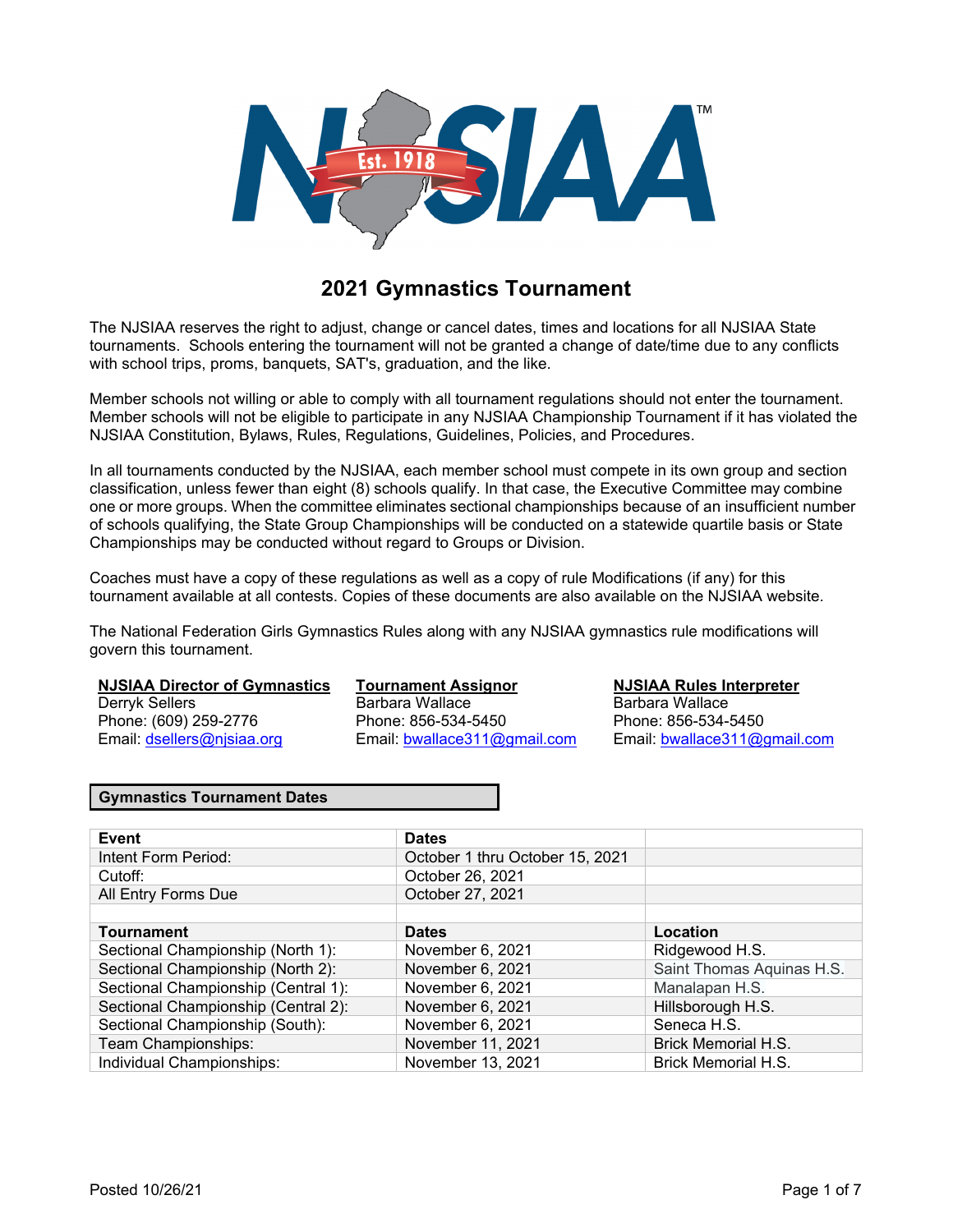# 2021 Gymnastics Tournament

The NJSIAA reserves the right to adjust, change or cancel dates, times and locations for all NJSIAA State tournaments. Schools entering the tournament will not be granted a change of date/time due to any conflicts with school trips, proms, banquets, SAT's, graduation, and the like.

Member schools not willing or able to comply with all tournament regulations should not enter the tournament. Member schools will not be eligible to participate in any NJSIAA Championship Tournament if it has violated the NJSIAA Constitution, Bylaws, Rules, Regulations, Guidelines, Policies, and Procedures.

In all tournaments conducted by the NJSIAA, each member school must compete in its own group and section classification, unless fewer than eight (8) schools qualify. In that case, the Executive Committee may combine one or more groups. When the committee eliminates sectional championships because of an insufficient number of schools qualifying, the State Group Championships will be conducted on a statewide quartile basis or State Championships may be conducted without regard to Groups or Division.

Coaches must have a copy of these regulations as well as a copy of rule Modifications (if any) for this tournament available at all contests. Copies of these documents are also available on the NJSIAA website.

The National Federation Girls Gymnastics Rules along with any NJSIAA gymnastics rule modifications will govern this tournament.

**NJSIAA Director of Gymnastics**
Derryk Sellers
Phone: (609) 259-2776
Email: dsellers@njsiaa.org

**Tournament Assignor**
Barbara Wallace
Phone: 856-534-5450
Email: bwallace311@gmail.com

**NJSIAA Rules Interpreter**
Barbara Wallace
Phone: 856-534-5450
Email: bwallace311@gmail.com

## Gymnastics Tournament Dates

| Event | Dates | |
|---|---|---|
| Intent Form Period: | October 1 thru October 15, 2021 | |
| Cutoff: | October 26, 2021 | |
| All Entry Forms Due | October 27, 2021 | |
| | | |
| **Tournament** | **Dates** | **Location** |
| Sectional Championship (North 1): | November 6, 2021 | Ridgewood H.S. |
| Sectional Championship (North 2): | November 6, 2021 | Saint Thomas Aquinas H.S. |
| Sectional Championship (Central 1): | November 6, 2021 | Manalapan H.S. |
| Sectional Championship (Central 2): | November 6, 2021 | Hillsborough H.S. |
| Sectional Championship (South): | November 6, 2021 | Seneca H.S. |
| Team Championships: | November 11, 2021 | Brick Memorial H.S. |
| Individual Championships: | November 13, 2021 | Brick Memorial H.S. |

Posted 10/26/21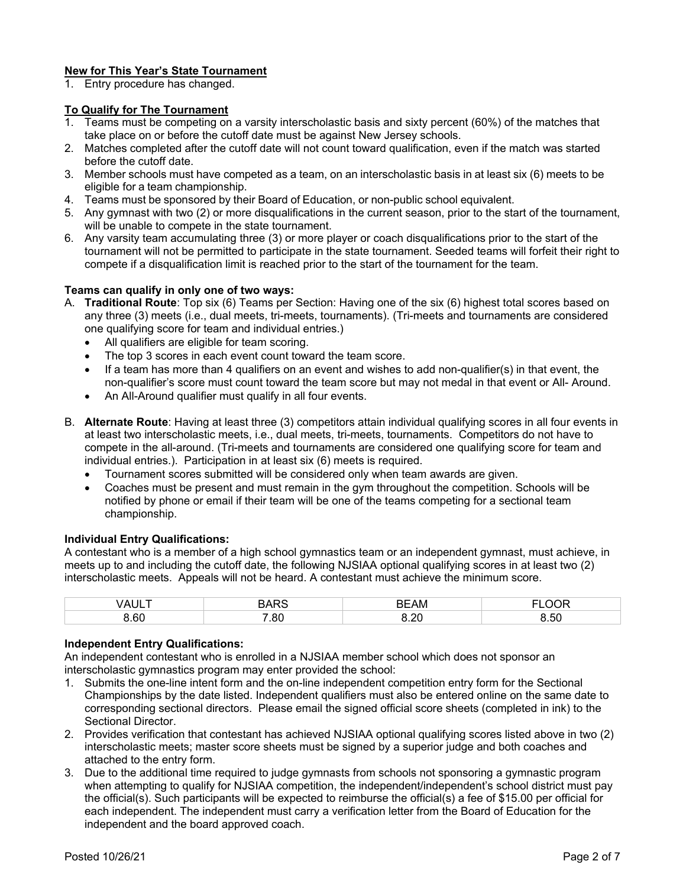**New for This Year's State Tournament**

1. Entry procedure has changed.

**To Qualify for The Tournament**

1. Teams must be competing on a varsity interscholastic basis and sixty percent (60%) of the matches that take place on or before the cutoff date must be against New Jersey schools.
2. Matches completed after the cutoff date will not count toward qualification, even if the match was started before the cutoff date.
3. Member schools must have competed as a team, on an interscholastic basis in at least six (6) meets to be eligible for a team championship.
4. Teams must be sponsored by their Board of Education, or non-public school equivalent.
5. Any gymnast with two (2) or more disqualifications in the current season, prior to the start of the tournament, will be unable to compete in the state tournament.
6. Any varsity team accumulating three (3) or more player or coach disqualifications prior to the start of the tournament will not be permitted to participate in the state tournament. Seeded teams will forfeit their right to compete if a disqualification limit is reached prior to the start of the tournament for the team.

**Teams can qualify in only one of two ways:**

A. **Traditional Route**: Top six (6) Teams per Section: Having one of the six (6) highest total scores based on any three (3) meets (i.e., dual meets, tri-meets, tournaments). (Tri-meets and tournaments are considered one qualifying score for team and individual entries.)
   - All qualifiers are eligible for team scoring.
   - The top 3 scores in each event count toward the team score.
   - If a team has more than 4 qualifiers on an event and wishes to add non-qualifier(s) in that event, the non-qualifier's score must count toward the team score but may not medal in that event or All- Around.
   - An All-Around qualifier must qualify in all four events.

B. **Alternate Route**: Having at least three (3) competitors attain individual qualifying scores in all four events in at least two interscholastic meets, i.e., dual meets, tri-meets, tournaments. Competitors do not have to compete in the all-around. (Tri-meets and tournaments are considered one qualifying score for team and individual entries.). Participation in at least six (6) meets is required.
   - Tournament scores submitted will be considered only when team awards are given.
   - Coaches must be present and must remain in the gym throughout the competition. Schools will be notified by phone or email if their team will be one of the teams competing for a sectional team championship.

**Individual Entry Qualifications:**

A contestant who is a member of a high school gymnastics team or an independent gymnast, must achieve, in meets up to and including the cutoff date, the following NJSIAA optional qualifying scores in at least two (2) interscholastic meets. Appeals will not be heard. A contestant must achieve the minimum score.

| VAULT | BARS | BEAM | FLOOR |
|---|---|---|---|
| 8.60 | 7.80 | 8.20 | 8.50 |

**Independent Entry Qualifications:**

An independent contestant who is enrolled in a NJSIAA member school which does not sponsor an interscholastic gymnastics program may enter provided the school:

1. Submits the one-line intent form and the on-line independent competition entry form for the Sectional Championships by the date listed. Independent qualifiers must also be entered online on the same date to corresponding sectional directors. Please email the signed official score sheets (completed in ink) to the Sectional Director.
2. Provides verification that contestant has achieved NJSIAA optional qualifying scores listed above in two (2) interscholastic meets; master score sheets must be signed by a superior judge and both coaches and attached to the entry form.
3. Due to the additional time required to judge gymnasts from schools not sponsoring a gymnastic program when attempting to qualify for NJSIAA competition, the independent/independent's school district must pay the official(s). Such participants will be expected to reimburse the official(s) a fee of $15.00 per official for each independent. The independent must carry a verification letter from the Board of Education for the independent and the board approved coach.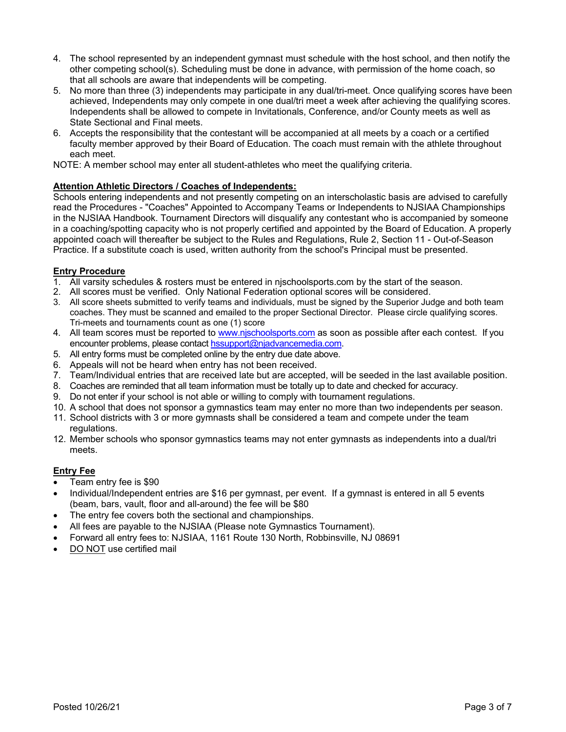4. The school represented by an independent gymnast must schedule with the host school, and then notify the other competing school(s). Scheduling must be done in advance, with permission of the home coach, so that all schools are aware that independents will be competing.
5. No more than three (3) independents may participate in any dual/tri-meet. Once qualifying scores have been achieved, Independents may only compete in one dual/tri meet a week after achieving the qualifying scores. Independents shall be allowed to compete in Invitationals, Conference, and/or County meets as well as State Sectional and Final meets.
6. Accepts the responsibility that the contestant will be accompanied at all meets by a coach or a certified faculty member approved by their Board of Education. The coach must remain with the athlete throughout each meet.

NOTE: A member school may enter all student-athletes who meet the qualifying criteria.

**Attention Athletic Directors / Coaches of Independents:**

Schools entering independents and not presently competing on an interscholastic basis are advised to carefully read the Procedures - "Coaches" Appointed to Accompany Teams or Independents to NJSIAA Championships in the NJSIAA Handbook. Tournament Directors will disqualify any contestant who is accompanied by someone in a coaching/spotting capacity who is not properly certified and appointed by the Board of Education. A properly appointed coach will thereafter be subject to the Rules and Regulations, Rule 2, Section 11 - Out-of-Season Practice. If a substitute coach is used, written authority from the school's Principal must be presented.

**Entry Procedure**

1. All varsity schedules & rosters must be entered in njschoolsports.com by the start of the season.
2. All scores must be verified. Only National Federation optional scores will be considered.
3. All score sheets submitted to verify teams and individuals, must be signed by the Superior Judge and both team coaches. They must be scanned and emailed to the proper Sectional Director. Please circle qualifying scores. Tri-meets and tournaments count as one (1) score
4. All team scores must be reported to www.njschoolsports.com as soon as possible after each contest. If you encounter problems, please contact hssupport@njadvancemedia.com.
5. All entry forms must be completed online by the entry due date above.
6. Appeals will not be heard when entry has not been received.
7. Team/Individual entries that are received late but are accepted, will be seeded in the last available position.
8. Coaches are reminded that all team information must be totally up to date and checked for accuracy.
9. Do not enter if your school is not able or willing to comply with tournament regulations.
10. A school that does not sponsor a gymnastics team may enter no more than two independents per season.
11. School districts with 3 or more gymnasts shall be considered a team and compete under the team regulations.
12. Member schools who sponsor gymnastics teams may not enter gymnasts as independents into a dual/tri meets.

**Entry Fee**

- Team entry fee is $90
- Individual/Independent entries are $16 per gymnast, per event. If a gymnast is entered in all 5 events (beam, bars, vault, floor and all-around) the fee will be $80
- The entry fee covers both the sectional and championships.
- All fees are payable to the NJSIAA (Please note Gymnastics Tournament).
- Forward all entry fees to: NJSIAA, 1161 Route 130 North, Robbinsville, NJ 08691
- DO NOT use certified mail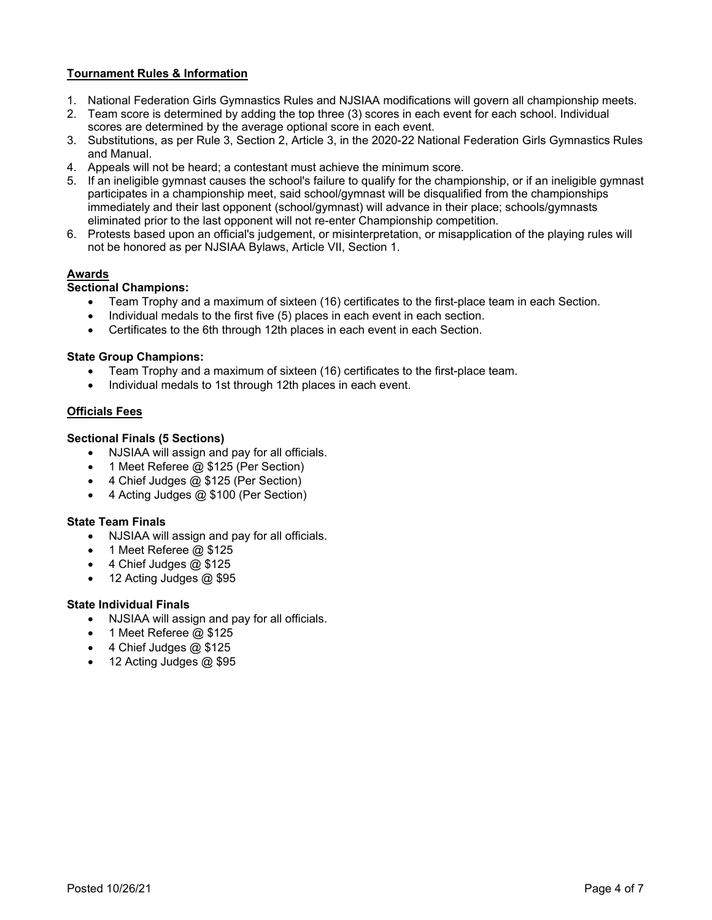## Tournament Rules & Information

1. National Federation Girls Gymnastics Rules and NJSIAA modifications will govern all championship meets.
2. Team score is determined by adding the top three (3) scores in each event for each school. Individual scores are determined by the average optional score in each event.
3. Substitutions, as per Rule 3, Section 2, Article 3, in the 2020-22 National Federation Girls Gymnastics Rules and Manual.
4. Appeals will not be heard; a contestant must achieve the minimum score.
5. If an ineligible gymnast causes the school's failure to qualify for the championship, or if an ineligible gymnast participates in a championship meet, said school/gymnast will be disqualified from the championships immediately and their last opponent (school/gymnast) will advance in their place; schools/gymnasts eliminated prior to the last opponent will not re-enter Championship competition.
6. Protests based upon an official's judgement, or misinterpretation, or misapplication of the playing rules will not be honored as per NJSIAA Bylaws, Article VII, Section 1.

## Awards

### Sectional Champions:

- Team Trophy and a maximum of sixteen (16) certificates to the first-place team in each Section.
- Individual medals to the first five (5) places in each event in each section.
- Certificates to the 6th through 12th places in each event in each Section.

### State Group Champions:

- Team Trophy and a maximum of sixteen (16) certificates to the first-place team.
- Individual medals to 1st through 12th places in each event.

## Officials Fees

### Sectional Finals (5 Sections)

- NJSIAA will assign and pay for all officials.
- 1 Meet Referee @ $125 (Per Section)
- 4 Chief Judges @ $125 (Per Section)
- 4 Acting Judges @ $100 (Per Section)

### State Team Finals

- NJSIAA will assign and pay for all officials.
- 1 Meet Referee @ $125
- 4 Chief Judges @ $125
- 12 Acting Judges @ $95

### State Individual Finals

- NJSIAA will assign and pay for all officials.
- 1 Meet Referee @ $125
- 4 Chief Judges @ $125
- 12 Acting Judges @ $95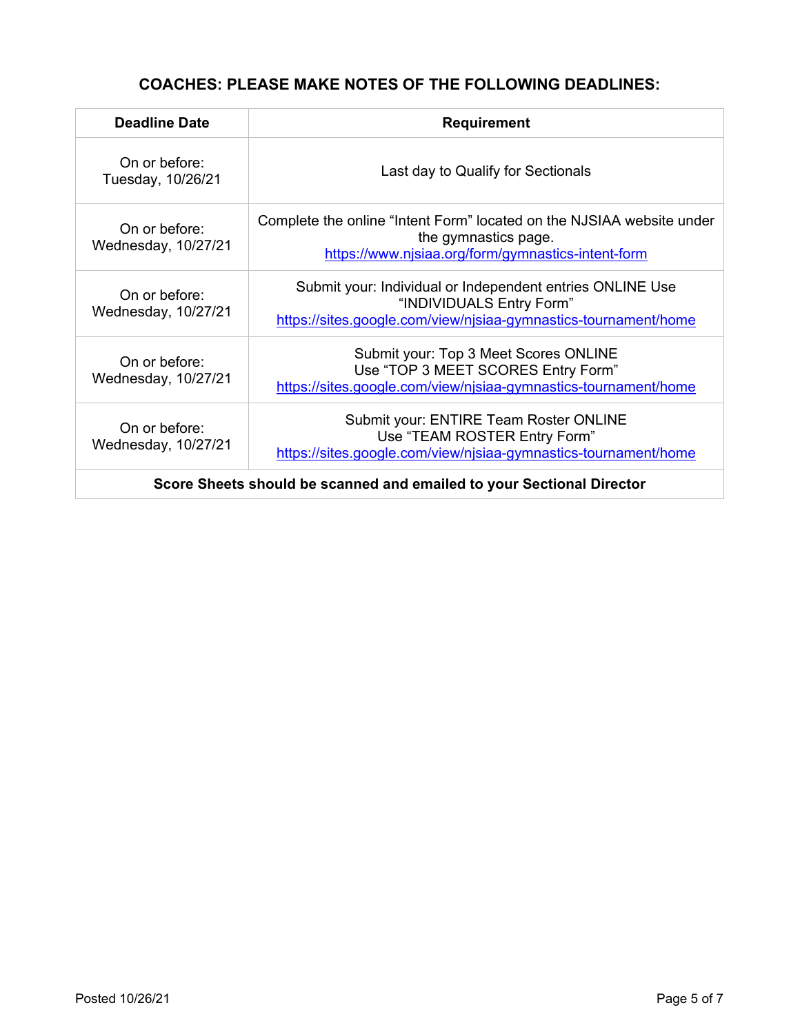## COACHES: PLEASE MAKE NOTES OF THE FOLLOWING DEADLINES:

| Deadline Date | Requirement |
|---|---|
| On or before: Tuesday, 10/26/21 | Last day to Qualify for Sectionals |
| On or before: Wednesday, 10/27/21 | Complete the online "Intent Form" located on the NJSIAA website under the gymnastics page. https://www.njsiaa.org/form/gymnastics-intent-form |
| On or before: Wednesday, 10/27/21 | Submit your: Individual or Independent entries ONLINE Use "INDIVIDUALS Entry Form" https://sites.google.com/view/njsiaa-gymnastics-tournament/home |
| On or before: Wednesday, 10/27/21 | Submit your: Top 3 Meet Scores ONLINE Use "TOP 3 MEET SCORES Entry Form" https://sites.google.com/view/njsiaa-gymnastics-tournament/home |
| On or before: Wednesday, 10/27/21 | Submit your: ENTIRE Team Roster ONLINE Use "TEAM ROSTER Entry Form" https://sites.google.com/view/njsiaa-gymnastics-tournament/home |
| **Score Sheets should be scanned and emailed to your Sectional Director** | |

Posted 10/26/21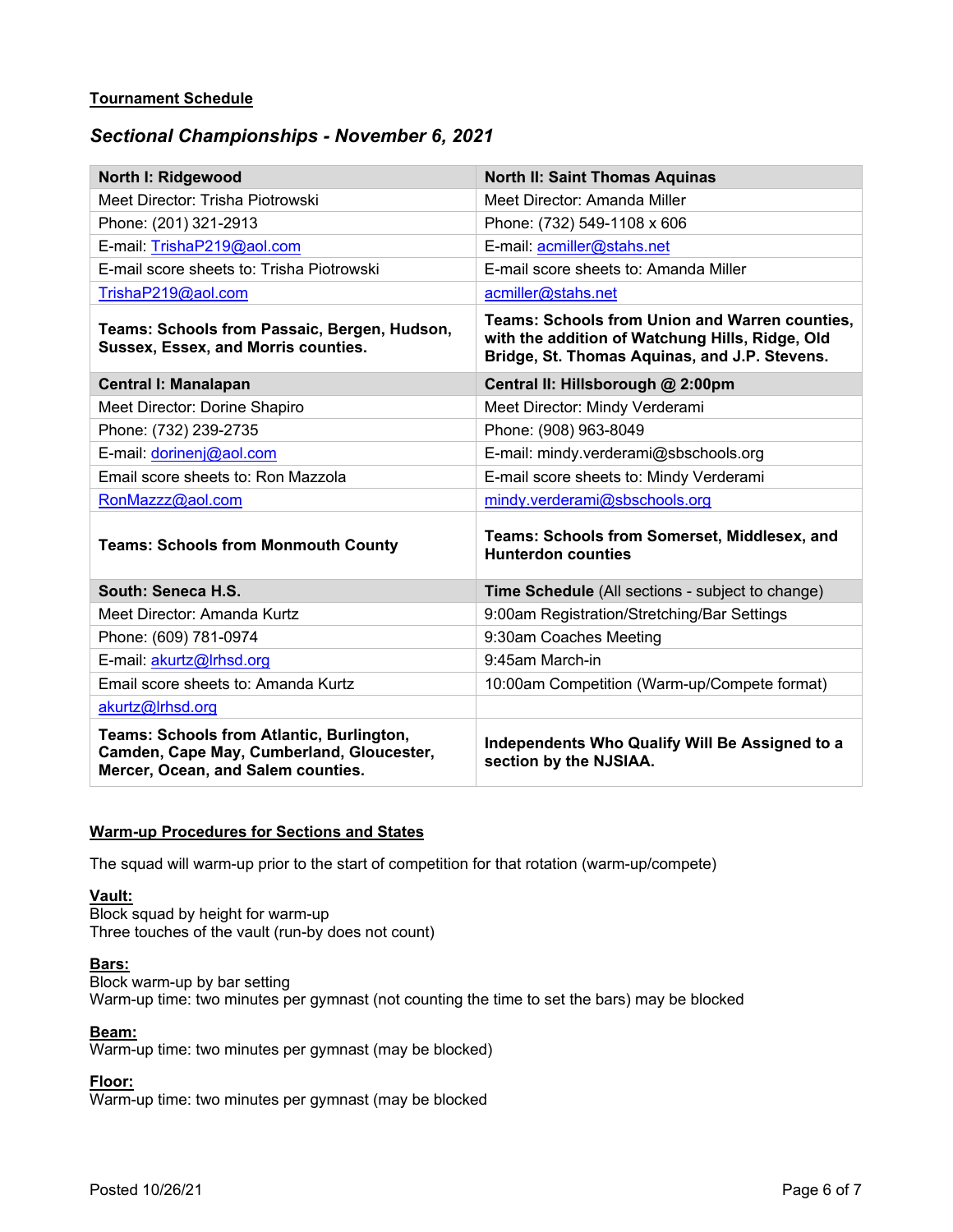**Tournament Schedule**

## *Sectional Championships - November 6, 2021*

| **North I: Ridgewood** | **North II: Saint Thomas Aquinas** |
|---|---|
| Meet Director: Trisha Piotrowski | Meet Director: Amanda Miller |
| Phone: (201) 321-2913 | Phone: (732) 549-1108 x 606 |
| E-mail: TrishaP219@aol.com | E-mail: acmiller@stahs.net |
| E-mail score sheets to: Trisha Piotrowski | E-mail score sheets to: Amanda Miller |
| TrishaP219@aol.com | acmiller@stahs.net |
| **Teams: Schools from Passaic, Bergen, Hudson, Sussex, Essex, and Morris counties.** | **Teams: Schools from Union and Warren counties, with the addition of Watchung Hills, Ridge, Old Bridge, St. Thomas Aquinas, and J.P. Stevens.** |
| **Central I: Manalapan** | **Central II: Hillsborough @ 2:00pm** |
| Meet Director: Dorine Shapiro | Meet Director: Mindy Verderami |
| Phone: (732) 239-2735 | Phone: (908) 963-8049 |
| E-mail: dorinenj@aol.com | E-mail: mindy.verderami@sbschools.org |
| Email score sheets to: Ron Mazzola | E-mail score sheets to: Mindy Verderami |
| RonMazzz@aol.com | mindy.verderami@sbschools.org |
| **Teams: Schools from Monmouth County** | **Teams: Schools from Somerset, Middlesex, and Hunterdon counties** |
| **South: Seneca H.S.** | **Time Schedule** (All sections - subject to change) |
| Meet Director: Amanda Kurtz | 9:00am Registration/Stretching/Bar Settings |
| Phone: (609) 781-0974 | 9:30am Coaches Meeting |
| E-mail: akurtz@lrhsd.org | 9:45am March-in |
| Email score sheets to: Amanda Kurtz | 10:00am Competition (Warm-up/Compete format) |
| akurtz@lrhsd.org | |
| **Teams: Schools from Atlantic, Burlington, Camden, Cape May, Cumberland, Gloucester, Mercer, Ocean, and Salem counties.** | **Independents Who Qualify Will Be Assigned to a section by the NJSIAA.** |

**Warm-up Procedures for Sections and States**

The squad will warm-up prior to the start of competition for that rotation (warm-up/compete)

**Vault:**
Block squad by height for warm-up
Three touches of the vault (run-by does not count)

**Bars:**
Block warm-up by bar setting
Warm-up time: two minutes per gymnast (not counting the time to set the bars) may be blocked

**Beam:**
Warm-up time: two minutes per gymnast (may be blocked)

**Floor:**
Warm-up time: two minutes per gymnast (may be blocked

Posted 10/26/21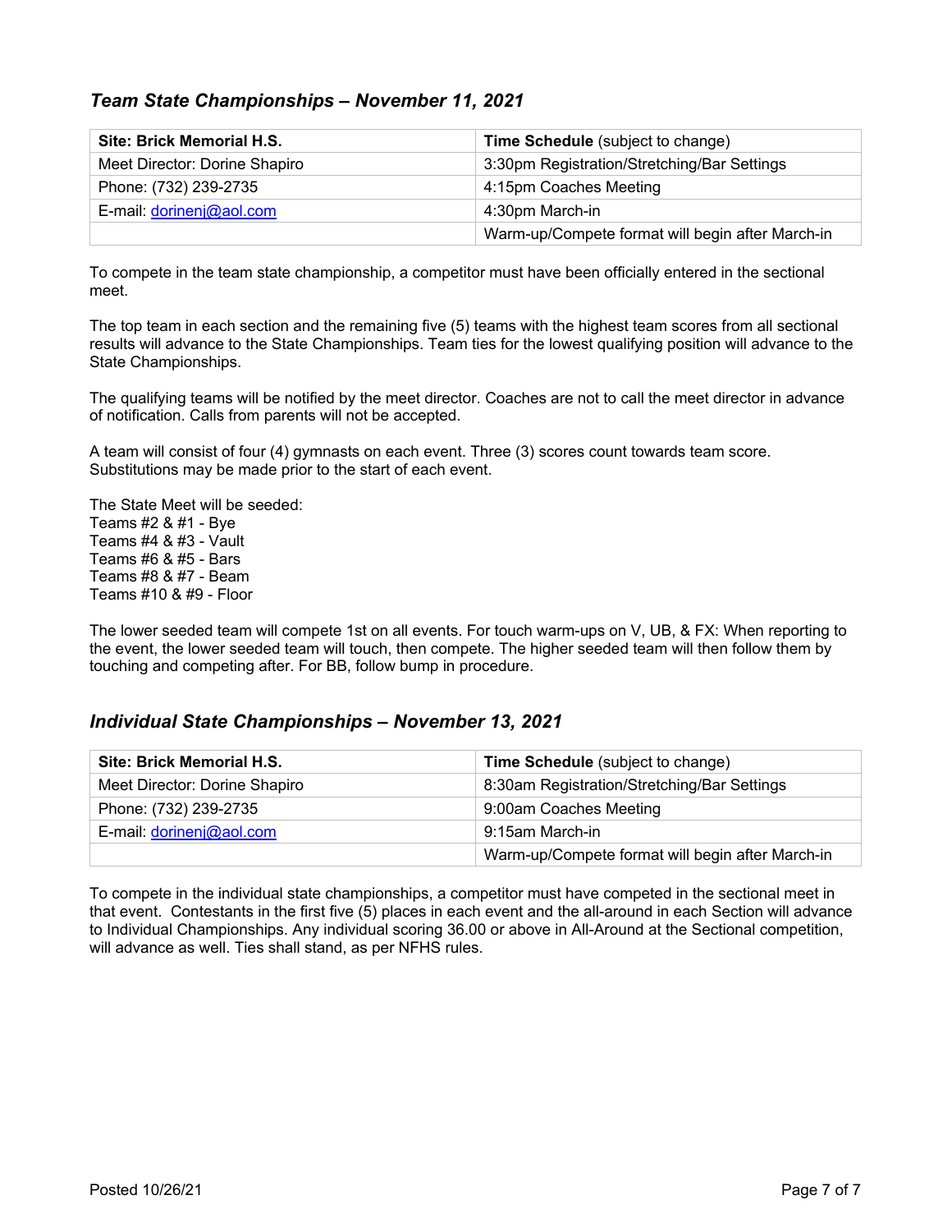## *Team State Championships – November 11, 2021*

| **Site: Brick Memorial H.S.** | **Time Schedule** (subject to change) |
| --- | --- |
| Meet Director: Dorine Shapiro | 3:30pm Registration/Stretching/Bar Settings |
| Phone: (732) 239-2735 | 4:15pm Coaches Meeting |
| E-mail: dorinenj@aol.com | 4:30pm March-in |
| | Warm-up/Compete format will begin after March-in |

To compete in the team state championship, a competitor must have been officially entered in the sectional meet.

The top team in each section and the remaining five (5) teams with the highest team scores from all sectional results will advance to the State Championships. Team ties for the lowest qualifying position will advance to the State Championships.

The qualifying teams will be notified by the meet director. Coaches are not to call the meet director in advance of notification. Calls from parents will not be accepted.

A team will consist of four (4) gymnasts on each event. Three (3) scores count towards team score. Substitutions may be made prior to the start of each event.

The State Meet will be seeded:
Teams #2 & #1 - Bye
Teams #4 & #3 - Vault
Teams #6 & #5 - Bars
Teams #8 & #7 - Beam
Teams #10 & #9 - Floor

The lower seeded team will compete 1st on all events. For touch warm-ups on V, UB, & FX: When reporting to the event, the lower seeded team will touch, then compete. The higher seeded team will then follow them by touching and competing after. For BB, follow bump in procedure.

## *Individual State Championships – November 13, 2021*

| **Site: Brick Memorial H.S.** | **Time Schedule** (subject to change) |
| --- | --- |
| Meet Director: Dorine Shapiro | 8:30am Registration/Stretching/Bar Settings |
| Phone: (732) 239-2735 | 9:00am Coaches Meeting |
| E-mail: dorinenj@aol.com | 9:15am March-in |
| | Warm-up/Compete format will begin after March-in |

To compete in the individual state championships, a competitor must have competed in the sectional meet in that event. Contestants in the first five (5) places in each event and the all-around in each Section will advance to Individual Championships. Any individual scoring 36.00 or above in All-Around at the Sectional competition, will advance as well. Ties shall stand, as per NFHS rules.

Posted 10/26/21